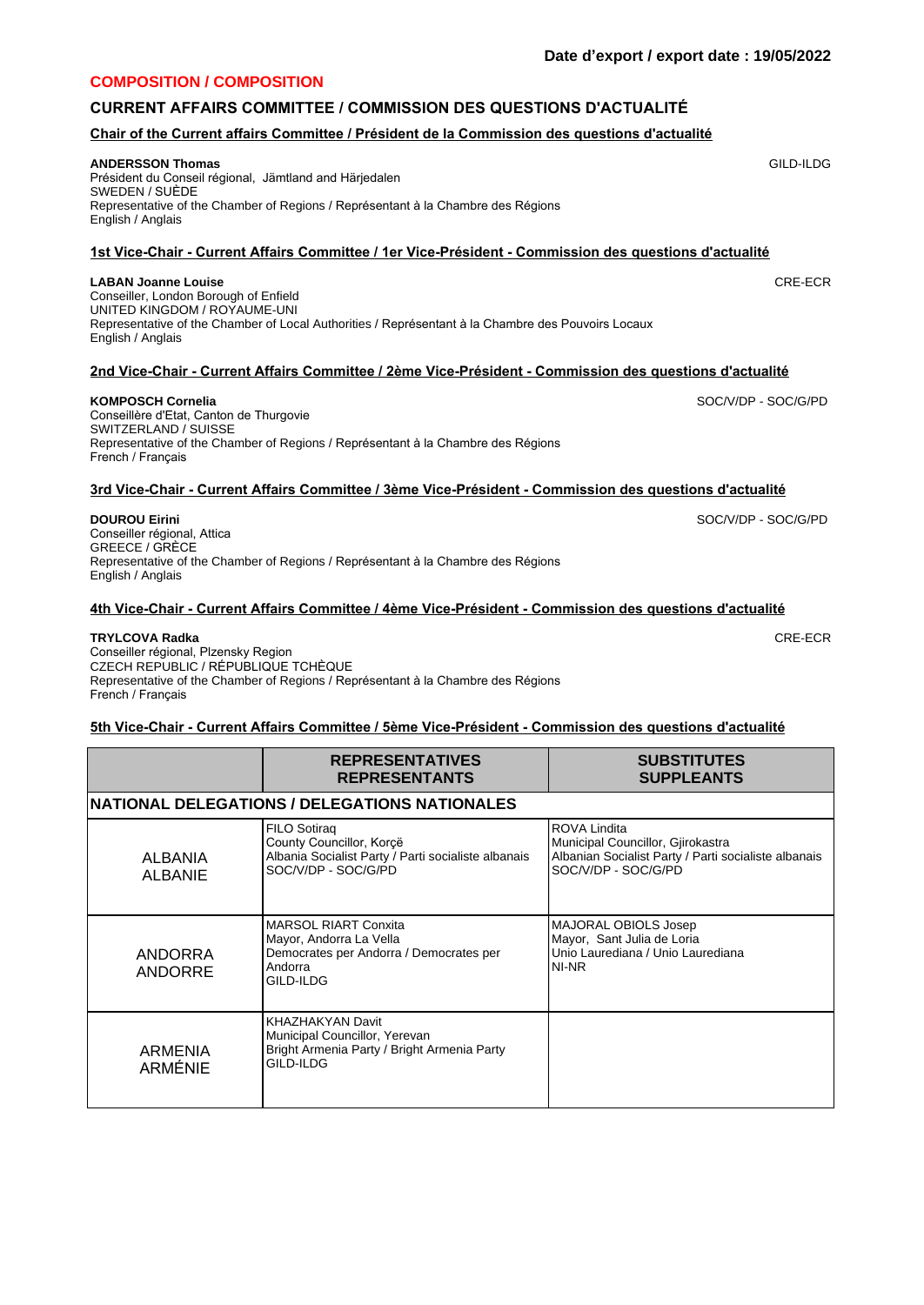**Date d'export / export date : 19/05/2022**

## COMPOSITION / COMPOSITION

### CURRENT AFFAIRS COMMITTEE / COMMISSION DES QUESTIONS D'ACTUALITÉ

#### Chair of the Current affairs Committee / Président de la Commission des questions d'actualité

**ANDERSSON Thomas** GILD-ILDG
Président du Conseil régional, Jämtland and Härjedalen
SWEDEN / SUÈDE
Representative of the Chamber of Regions / Représentant à la Chambre des Régions
English / Anglais

#### 1st Vice-Chair - Current Affairs Committee / 1er Vice-Président - Commission des questions d'actualité

**LABAN Joanne Louise** CRE-ECR
Conseiller, London Borough of Enfield
UNITED KINGDOM / ROYAUME-UNI
Representative of the Chamber of Local Authorities / Représentant à la Chambre des Pouvoirs Locaux
English / Anglais

#### 2nd Vice-Chair - Current Affairs Committee / 2ème Vice-Président - Commission des questions d'actualité

**KOMPOSCH Cornelia** SOC/V/DP - SOC/G/PD
Conseillère d'Etat, Canton de Thurgovie
SWITZERLAND / SUISSE
Representative of the Chamber of Regions / Représentant à la Chambre des Régions
French / Français

#### 3rd Vice-Chair - Current Affairs Committee / 3ème Vice-Président - Commission des questions d'actualité

**DOUROU Eirini** SOC/V/DP - SOC/G/PD
Conseiller régional, Attica
GREECE / GRÈCE
Representative of the Chamber of Regions / Représentant à la Chambre des Régions
English / Anglais

#### 4th Vice-Chair - Current Affairs Committee / 4ème Vice-Président - Commission des questions d'actualité

**TRYLCOVA Radka** CRE-ECR
Conseiller régional, Plzensky Region
CZECH REPUBLIC / RÉPUBLIQUE TCHÈQUE
Representative of the Chamber of Regions / Représentant à la Chambre des Régions
French / Français

#### 5th Vice-Chair - Current Affairs Committee / 5ème Vice-Président - Commission des questions d'actualité

| | REPRESENTATIVES REPRESENTANTS | SUBSTITUTES SUPPLEANTS |
|---|---|---|
| **NATIONAL DELEGATIONS / DELEGATIONS NATIONALES** | | |
| ALBANIA ALBANIE | FILO Sotiraq<br>County Councillor, Korçë<br>Albania Socialist Party / Parti socialiste albanais<br>SOC/V/DP - SOC/G/PD | ROVA Lindita<br>Municipal Councillor, Gjirokastra<br>Albanian Socialist Party / Parti socialiste albanais<br>SOC/V/DP - SOC/G/PD |
| ANDORRA ANDORRE | MARSOL RIART Conxita<br>Mayor, Andorra La Vella<br>Democrates per Andorra / Democrates per Andorra<br>GILD-ILDG | MAJORAL OBIOLS Josep<br>Mayor, Sant Julia de Loria<br>Unio Laurediana / Unio Laurediana<br>NI-NR |
| ARMENIA ARMÉNIE | KHAZHAKYAN Davit<br>Municipal Councillor, Yerevan<br>Bright Armenia Party / Bright Armenia Party<br>GILD-ILDG | |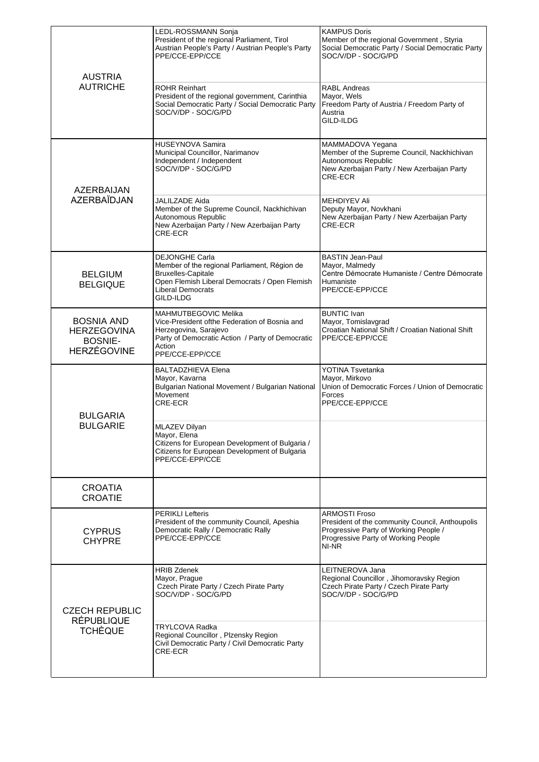| | | |
|---|---|---|
| AUSTRIA<br>AUTRICHE | LEDL-ROSSMANN Sonja<br>President of the regional Parliament, Tirol<br>Austrian People's Party / Austrian People's Party<br>PPE/CCE-EPP/CCE | KAMPUS Doris<br>Member of the regional Government , Styria<br>Social Democratic Party / Social Democratic Party<br>SOC/V/DP - SOC/G/PD |
| | ROHR Reinhart<br>President of the regional government, Carinthia<br>Social Democratic Party / Social Democratic Party<br>SOC/V/DP - SOC/G/PD | RABL Andreas<br>Mayor, Wels<br>Freedom Party of Austria / Freedom Party of Austria<br>GILD-ILDG |
| AZERBAIJAN<br>AZERBAÏDJAN | HUSEYNOVA Samira<br>Municipal Councillor, Narimanov<br>Independent / Independent<br>SOC/V/DP - SOC/G/PD | MAMMADOVA Yegana<br>Member of the Supreme Council, Nackhichivan Autonomous Republic<br>New Azerbaijan Party / New Azerbaijan Party<br>CRE-ECR |
| | JALILZADE Aida<br>Member of the Supreme Council, Nackhichivan Autonomous Republic<br>New Azerbaijan Party / New Azerbaijan Party<br>CRE-ECR | MEHDIYEV Ali<br>Deputy Mayor, Novkhani<br>New Azerbaijan Party / New Azerbaijan Party<br>CRE-ECR |
| BELGIUM<br>BELGIQUE | DEJONGHE Carla<br>Member of the regional Parliament, Région de Bruxelles-Capitale<br>Open Flemish Liberal Democrats / Open Flemish Liberal Democrats<br>GILD-ILDG | BASTIN Jean-Paul<br>Mayor, Malmedy<br>Centre Démocrate Humaniste / Centre Démocrate Humaniste<br>PPE/CCE-EPP/CCE |
| BOSNIA AND HERZEGOVINA<br>BOSNIE-HERZÉGOVINE | MAHMUTBEGOVIC Melika<br>Vice-President ofthe Federation of Bosnia and Herzegovina, Sarajevo<br>Party of Democratic Action / Party of Democratic Action<br>PPE/CCE-EPP/CCE | BUNTIC Ivan<br>Mayor, Tomislavgrad<br>Croatian National Shift / Croatian National Shift<br>PPE/CCE-EPP/CCE |
| BULGARIA<br>BULGARIE | BALTADZHIEVA Elena<br>Mayor, Kavarna<br>Bulgarian National Movement / Bulgarian National Movement<br>CRE-ECR | YOTINA Tsvetanka<br>Mayor, Mirkovo<br>Union of Democratic Forces / Union of Democratic Forces<br>PPE/CCE-EPP/CCE |
| | MLAZEV Dilyan<br>Mayor, Elena<br>Citizens for European Development of Bulgaria / Citizens for European Development of Bulgaria<br>PPE/CCE-EPP/CCE | |
| CROATIA<br>CROATIE | | |
| CYPRUS<br>CHYPRE | PERIKLI Lefteris<br>President of the community Council, Apeshia<br>Democratic Rally / Democratic Rally<br>PPE/CCE-EPP/CCE | ARMOSTI Froso<br>President of the community Council, Anthoupolis<br>Progressive Party of Working People / Progressive Party of Working People<br>NI-NR |
| CZECH REPUBLIC<br>RÉPUBLIQUE TCHÈQUE | HRIB Zdenek<br>Mayor, Prague<br>Czech Pirate Party / Czech Pirate Party<br>SOC/V/DP - SOC/G/PD | LEITNEROVA Jana<br>Regional Councillor , Jihomoravsky Region<br>Czech Pirate Party / Czech Pirate Party<br>SOC/V/DP - SOC/G/PD |
| | TRYLCOVA Radka<br>Regional Councillor , Plzensky Region<br>Civil Democratic Party / Civil Democratic Party<br>CRE-ECR | |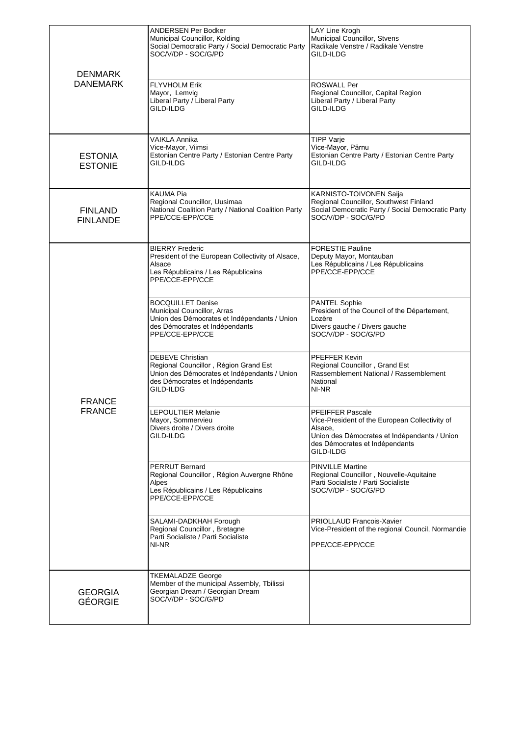| | | |
|---|---|---|
| DENMARK<br>DANEMARK | ANDERSEN Per Bodker<br>Municipal Councillor, Kolding<br>Social Democratic Party / Social Democratic Party<br>SOC/V/DP - SOC/G/PD | LAY Line Krogh<br>Municipal Councillor, Stvens<br>Radikale Venstre / Radikale Venstre<br>GILD-ILDG |
| | FLYVHOLM Erik<br>Mayor, Lemvig<br>Liberal Party / Liberal Party<br>GILD-ILDG | ROSWALL Per<br>Regional Councillor, Capital Region<br>Liberal Party / Liberal Party<br>GILD-ILDG |
| ESTONIA<br>ESTONIE | VAIKLA Annika<br>Vice-Mayor, Viimsi<br>Estonian Centre Party / Estonian Centre Party<br>GILD-ILDG | TIPP Varje<br>Vice-Mayor, Pärnu<br>Estonian Centre Party / Estonian Centre Party<br>GILD-ILDG |
| FINLAND<br>FINLANDE | KAUMA Pia<br>Regional Councillor, Uusimaa<br>National Coalition Party / National Coalition Party<br>PPE/CCE-EPP/CCE | KARNISTO-TOIVONEN Saija<br>Regional Councillor, Southwest Finland<br>Social Democratic Party / Social Democratic Party<br>SOC/V/DP - SOC/G/PD |
| FRANCE<br>FRANCE | BIERRY Frederic<br>President of the European Collectivity of Alsace, Alsace<br>Les Républicains / Les Républicains<br>PPE/CCE-EPP/CCE | FORESTIE Pauline<br>Deputy Mayor, Montauban<br>Les Républicains / Les Républicains<br>PPE/CCE-EPP/CCE |
| | BOCQUILLET Denise<br>Municipal Councillor, Arras<br>Union des Démocrates et Indépendants / Union des Démocrates et Indépendants<br>PPE/CCE-EPP/CCE | PANTEL Sophie<br>President of the Council of the Département, Lozère<br>Divers gauche / Divers gauche<br>SOC/V/DP - SOC/G/PD |
| | DEBEVE Christian<br>Regional Councillor , Région Grand Est<br>Union des Démocrates et Indépendants / Union des Démocrates et Indépendants<br>GILD-ILDG | PFEFFER Kevin<br>Regional Councillor , Grand Est<br>Rassemblement National / Rassemblement National<br>NI-NR |
| | LEPOULTIER Melanie<br>Mayor, Sommervieu<br>Divers droite / Divers droite<br>GILD-ILDG | PFEIFFER Pascale<br>Vice-President of the European Collectivity of Alsace,<br>Union des Démocrates et Indépendants / Union des Démocrates et Indépendants<br>GILD-ILDG |
| | PERRUT Bernard<br>Regional Councillor , Région Auvergne Rhône Alpes<br>Les Républicains / Les Républicains<br>PPE/CCE-EPP/CCE | PINVILLE Martine<br>Regional Councillor , Nouvelle-Aquitaine<br>Parti Socialiste / Parti Socialiste<br>SOC/V/DP - SOC/G/PD |
| | SALAMI-DADKHAH Forough<br>Regional Councillor , Bretagne<br>Parti Socialiste / Parti Socialiste<br>NI-NR | PRIOLLAUD Francois-Xavier<br>Vice-President of the regional Council, Normandie<br>PPE/CCE-EPP/CCE |
| GEORGIA<br>GÉORGIE | TKEMALADZE George<br>Member of the municipal Assembly, Tbilissi<br>Georgian Dream / Georgian Dream<br>SOC/V/DP - SOC/G/PD | |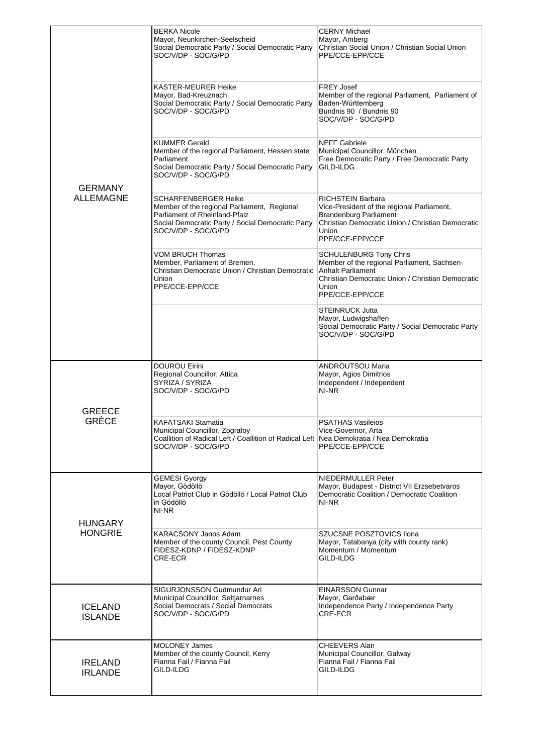| | | |
|---|---|---|
| GERMANY<br>ALLEMAGNE | BERKA Nicole<br>Mayor, Neunkirchen-Seelscheid<br>Social Democratic Party / Social Democratic Party<br>SOC/V/DP - SOC/G/PD | CERNY Michael<br>Mayor, Amberg<br>Christian Social Union / Christian Social Union<br>PPE/CCE-EPP/CCE |
| | KASTER-MEURER Heike<br>Mayor, Bad-Kreuznach<br>Social Democratic Party / Social Democratic Party<br>SOC/V/DP - SOC/G/PD | FREY Josef<br>Member of the regional Parliament, Parliament of Baden-Württemberg<br>Bundnis 90 / Bundnis 90<br>SOC/V/DP - SOC/G/PD |
| | KUMMER Gerald<br>Member of the regional Parliament, Hessen state Parliament<br>Social Democratic Party / Social Democratic Party<br>SOC/V/DP - SOC/G/PD | NEFF Gabriele<br>Municipal Councillor, München<br>Free Democratic Party / Free Democratic Party<br>GILD-ILDG |
| | SCHARFENBERGER Heike<br>Member of the regional Parliament, Regional Parliament of Rheinland-Pfalz<br>Social Democratic Party / Social Democratic Party<br>SOC/V/DP - SOC/G/PD | RICHSTEIN Barbara<br>Vice-President of the regional Parliament, Brandenburg Parliament<br>Christian Democratic Union / Christian Democratic Union<br>PPE/CCE-EPP/CCE |
| | VOM BRUCH Thomas<br>Member, Parliament of Bremen,<br>Christian Democratic Union / Christian Democratic Union<br>PPE/CCE-EPP/CCE | SCHULENBURG Tony Chris<br>Member of the regional Parliament, Sachsen-Anhalt Parliament<br>Christian Democratic Union / Christian Democratic Union<br>PPE/CCE-EPP/CCE |
| | | STEINRUCK Jutta<br>Mayor, Ludwigshaffen<br>Social Democratic Party / Social Democratic Party<br>SOC/V/DP - SOC/G/PD |
| GREECE<br>GRÈCE | DOUROU Eirini<br>Regional Councillor, Attica<br>SYRIZA / SYRIZA<br>SOC/V/DP - SOC/G/PD | ANDROUTSOU Maria<br>Mayor, Agios Dimitrios<br>Independent / Independent<br>NI-NR |
| | KAFATSAKI Stamatia<br>Municipal Councillor, Zografoy<br>Coallition of Radical Left / Coallition of Radical Left<br>SOC/V/DP - SOC/G/PD | PSATHAS Vasileios<br>Vice-Governor, Arta<br>Nea Demokratia / Nea Demokratia<br>PPE/CCE-EPP/CCE |
| HUNGARY<br>HONGRIE | GEMESI Gyorgy<br>Mayor, Gödöllö<br>Local Patriot Club in Gödöllö / Local Patriot Club in Gödöllö<br>NI-NR | NIEDERMULLER Peter<br>Mayor, Budapest - District VII Erzsebetvaros<br>Democratic Coalition / Democratic Coalition<br>NI-NR |
| | KARACSONY Janos Adam<br>Member of the county Council, Pest County<br>FIDESZ-KDNP / FIDESZ-KDNP<br>CRE-ECR | SZUCSNE POSZTOVICS Ilona<br>Mayor, Tatabanya (city with county rank)<br>Momentum / Momentum<br>GILD-ILDG |
| ICELAND<br>ISLANDE | SIGURJONSSON Gudmundur Ari<br>Municipal Councillor, Seltjarnarnes<br>Social Democrats / Social Democrats<br>SOC/V/DP - SOC/G/PD | EINARSSON Gunnar<br>Mayor, Garðabær<br>Independence Party / Independence Party<br>CRE-ECR |
| IRELAND<br>IRLANDE | MOLONEY James<br>Member of the county Council, Kerry<br>Fianna Fail / Fianna Fail<br>GILD-ILDG | CHEEVERS Alan<br>Municipal Councillor, Galway<br>Fianna Fail / Fianna Fail<br>GILD-ILDG |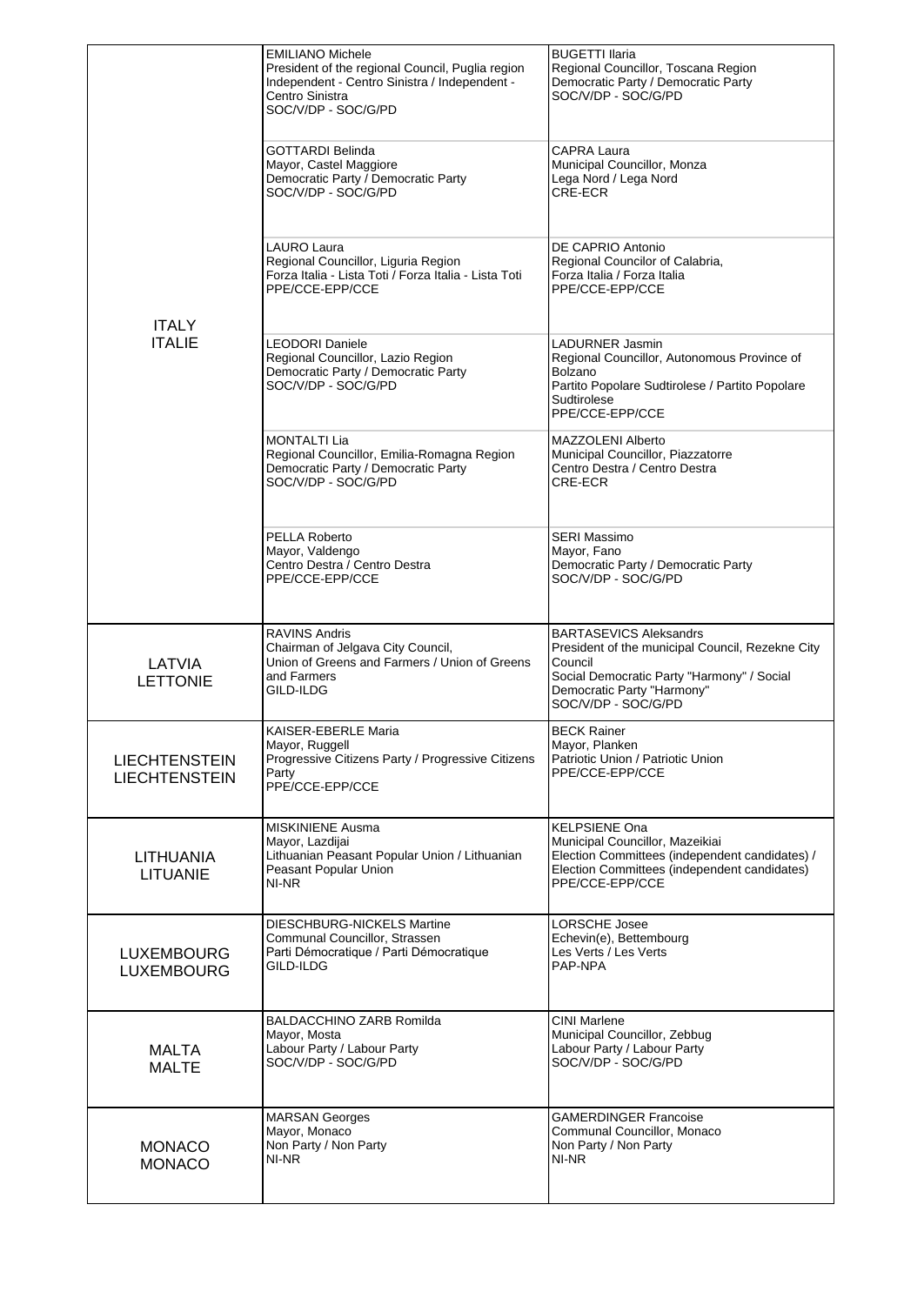| | | |
|---|---|---|
| ITALY<br>ITALIE | EMILIANO Michele<br>President of the regional Council, Puglia region<br>Independent - Centro Sinistra / Independent - Centro Sinistra<br>SOC/V/DP - SOC/G/PD | BUGETTI Ilaria<br>Regional Councillor, Toscana Region<br>Democratic Party / Democratic Party<br>SOC/V/DP - SOC/G/PD |
| | GOTTARDI Belinda<br>Mayor, Castel Maggiore<br>Democratic Party / Democratic Party<br>SOC/V/DP - SOC/G/PD | CAPRA Laura<br>Municipal Councillor, Monza<br>Lega Nord / Lega Nord<br>CRE-ECR |
| | LAURO Laura<br>Regional Councillor, Liguria Region<br>Forza Italia - Lista Toti / Forza Italia - Lista Toti<br>PPE/CCE-EPP/CCE | DE CAPRIO Antonio<br>Regional Councilor of Calabria,<br>Forza Italia / Forza Italia<br>PPE/CCE-EPP/CCE |
| | LEODORI Daniele<br>Regional Councillor, Lazio Region<br>Democratic Party / Democratic Party<br>SOC/V/DP - SOC/G/PD | LADURNER Jasmin<br>Regional Councillor, Autonomous Province of Bolzano<br>Partito Popolare Sudtirolese / Partito Popolare Sudtirolese<br>PPE/CCE-EPP/CCE |
| | MONTALTI Lia<br>Regional Councillor, Emilia-Romagna Region<br>Democratic Party / Democratic Party<br>SOC/V/DP - SOC/G/PD | MAZZOLENI Alberto<br>Municipal Councillor, Piazzatorre<br>Centro Destra / Centro Destra<br>CRE-ECR |
| | PELLA Roberto<br>Mayor, Valdengo<br>Centro Destra / Centro Destra<br>PPE/CCE-EPP/CCE | SERI Massimo<br>Mayor, Fano<br>Democratic Party / Democratic Party<br>SOC/V/DP - SOC/G/PD |
| LATVIA<br>LETTONIE | RAVINS Andris<br>Chairman of Jelgava City Council,<br>Union of Greens and Farmers / Union of Greens and Farmers<br>GILD-ILDG | BARTASEVICS Aleksandrs<br>President of the municipal Council, Rezekne City Council<br>Social Democratic Party "Harmony" / Social Democratic Party "Harmony"<br>SOC/V/DP - SOC/G/PD |
| LIECHTENSTEIN<br>LIECHTENSTEIN | KAISER-EBERLE Maria<br>Mayor, Ruggell<br>Progressive Citizens Party / Progressive Citizens Party<br>PPE/CCE-EPP/CCE | BECK Rainer<br>Mayor, Planken<br>Patriotic Union / Patriotic Union<br>PPE/CCE-EPP/CCE |
| LITHUANIA<br>LITUANIE | MISKINIENE Ausma<br>Mayor, Lazdijai<br>Lithuanian Peasant Popular Union / Lithuanian Peasant Popular Union<br>NI-NR | KELPSIENE Ona<br>Municipal Councillor, Mazeikiai<br>Election Committees (independent candidates) / Election Committees (independent candidates)<br>PPE/CCE-EPP/CCE |
| LUXEMBOURG<br>LUXEMBOURG | DIESCHBURG-NICKELS Martine<br>Communal Councillor, Strassen<br>Parti Démocratique / Parti Démocratique<br>GILD-ILDG | LORSCHE Josee<br>Echevin(e), Bettembourg<br>Les Verts / Les Verts<br>PAP-NPA |
| MALTA<br>MALTE | BALDACCHINO ZARB Romilda<br>Mayor, Mosta<br>Labour Party / Labour Party<br>SOC/V/DP - SOC/G/PD | CINI Marlene<br>Municipal Councillor, Zebbug<br>Labour Party / Labour Party<br>SOC/V/DP - SOC/G/PD |
| MONACO<br>MONACO | MARSAN Georges<br>Mayor, Monaco<br>Non Party / Non Party<br>NI-NR | GAMERDINGER Francoise<br>Communal Councillor, Monaco<br>Non Party / Non Party<br>NI-NR |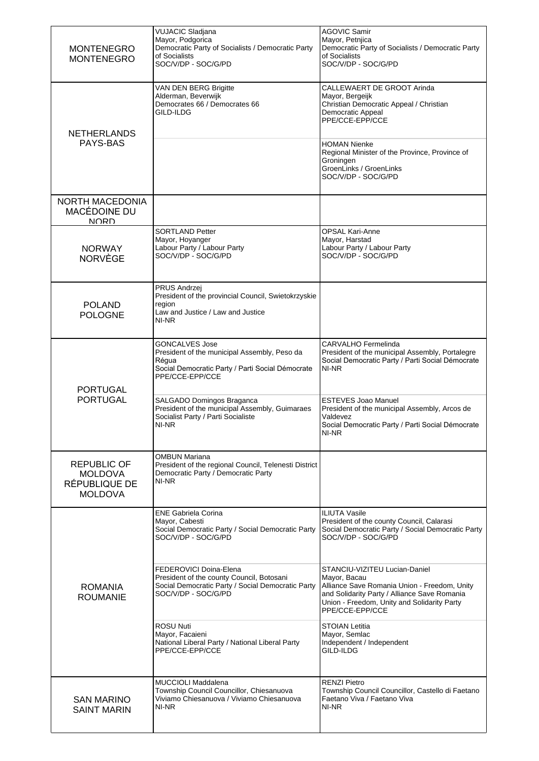| | | |
|---|---|---|
| MONTENEGRO<br>MONTENEGRO | VUJACIC Sladjana<br>Mayor, Podgorica<br>Democratic Party of Socialists / Democratic Party of Socialists<br>SOC/V/DP - SOC/G/PD | AGOVIC Samir<br>Mayor, Petnjica<br>Democratic Party of Socialists / Democratic Party of Socialists<br>SOC/V/DP - SOC/G/PD |
| NETHERLANDS<br>PAYS-BAS | VAN DEN BERG Brigitte<br>Alderman, Beverwijk<br>Democrates 66 / Democrates 66<br>GILD-ILDG | CALLEWAERT DE GROOT Arinda<br>Mayor, Bergeijk<br>Christian Democratic Appeal / Christian Democratic Appeal<br>PPE/CCE-EPP/CCE |
| | | HOMAN Nienke<br>Regional Minister of the Province, Province of Groningen<br>GroenLinks / GroenLinks<br>SOC/V/DP - SOC/G/PD |
| NORTH MACEDONIA<br>MACÉDOINE DU NORD | | |
| NORWAY<br>NORVÈGE | SORTLAND Petter<br>Mayor, Hoyanger<br>Labour Party / Labour Party<br>SOC/V/DP - SOC/G/PD | OPSAL Kari-Anne<br>Mayor, Harstad<br>Labour Party / Labour Party<br>SOC/V/DP - SOC/G/PD |
| POLAND<br>POLOGNE | PRUS Andrzej<br>President of the provincial Council, Swietokrzyskie region<br>Law and Justice / Law and Justice<br>NI-NR | |
| PORTUGAL<br>PORTUGAL | GONCALVES Jose<br>President of the municipal Assembly, Peso da Régua<br>Social Democratic Party / Parti Social Démocrate<br>PPE/CCE-EPP/CCE | CARVALHO Fermelinda<br>President of the municipal Assembly, Portalegre<br>Social Democratic Party / Parti Social Démocrate<br>NI-NR |
| | SALGADO Domingos Braganca<br>President of the municipal Assembly, Guimaraes<br>Socialist Party / Parti Socialiste<br>NI-NR | ESTEVES Joao Manuel<br>President of the municipal Assembly, Arcos de Valdevez<br>Social Democratic Party / Parti Social Démocrate<br>NI-NR |
| REPUBLIC OF MOLDOVA<br>RÉPUBLIQUE DE MOLDOVA | OMBUN Mariana<br>President of the regional Council, Telenesti District<br>Democratic Party / Democratic Party<br>NI-NR | |
| ROMANIA<br>ROUMANIE | ENE Gabriela Corina<br>Mayor, Cabesti<br>Social Democratic Party / Social Democratic Party<br>SOC/V/DP - SOC/G/PD | ILIUTA Vasile<br>President of the county Council, Calarasi<br>Social Democratic Party / Social Democratic Party<br>SOC/V/DP - SOC/G/PD |
| | FEDEROVICI Doina-Elena<br>President of the county Council, Botosani<br>Social Democratic Party / Social Democratic Party<br>SOC/V/DP - SOC/G/PD | STANCIU-VIZITEU Lucian-Daniel<br>Mayor, Bacau<br>Alliance Save Romania Union - Freedom, Unity and Solidarity Party / Alliance Save Romania Union - Freedom, Unity and Solidarity Party<br>PPE/CCE-EPP/CCE |
| | ROSU Nuti<br>Mayor, Facaieni<br>National Liberal Party / National Liberal Party<br>PPE/CCE-EPP/CCE | STOIAN Letitia<br>Mayor, Semlac<br>Independent / Independent<br>GILD-ILDG |
| SAN MARINO<br>SAINT MARIN | MUCCIOLI Maddalena<br>Township Council Councillor, Chiesanuova<br>Viviamo Chiesanuova / Viviamo Chiesanuova<br>NI-NR | RENZI Pietro<br>Township Council Councillor, Castello di Faetano<br>Faetano Viva / Faetano Viva<br>NI-NR |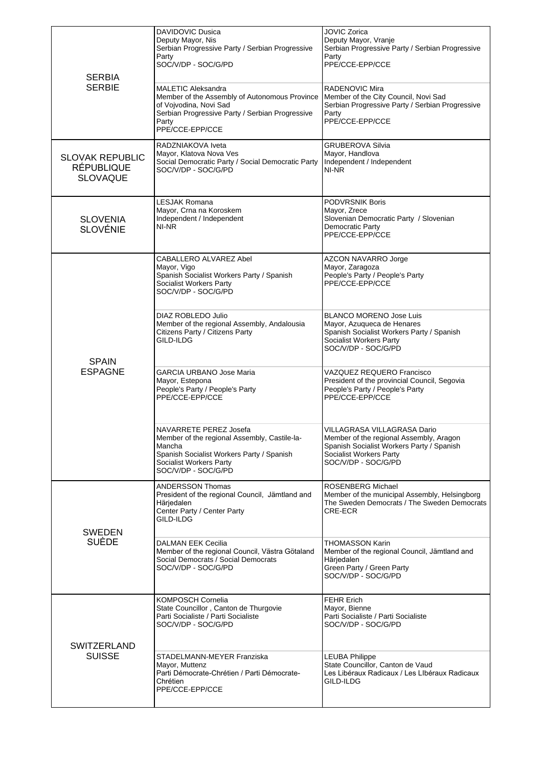| | | |
|---|---|---|
| SERBIA<br>SERBIE | DAVIDOVIC Dusica<br>Deputy Mayor, Nis<br>Serbian Progressive Party / Serbian Progressive Party<br>SOC/V/DP - SOC/G/PD | JOVIC Zorica<br>Deputy Mayor, Vranje<br>Serbian Progressive Party / Serbian Progressive Party<br>PPE/CCE-EPP/CCE |
| | MALETIC Aleksandra<br>Member of the Assembly of Autonomous Province of Vojvodina, Novi Sad<br>Serbian Progressive Party / Serbian Progressive Party<br>PPE/CCE-EPP/CCE | RADENOVIC Mira<br>Member of the City Council, Novi Sad<br>Serbian Progressive Party / Serbian Progressive Party<br>PPE/CCE-EPP/CCE |
| SLOVAK REPUBLIC<br>RÉPUBLIQUE SLOVAQUE | RADZNIAKOVA Iveta<br>Mayor, Klatova Nova Ves<br>Social Democratic Party / Social Democratic Party<br>SOC/V/DP - SOC/G/PD | GRUBEROVA Silvia<br>Mayor, Handlova<br>Independent / Independent<br>NI-NR |
| SLOVENIA<br>SLOVÉNIE | LESJAK Romana<br>Mayor, Crna na Koroskem<br>Independent / Independent<br>NI-NR | PODVRSNIK Boris<br>Mayor, Zrece<br>Slovenian Democratic Party / Slovenian Democratic Party<br>PPE/CCE-EPP/CCE |
| SPAIN<br>ESPAGNE | CABALLERO ALVAREZ Abel<br>Mayor, Vigo<br>Spanish Socialist Workers Party / Spanish Socialist Workers Party<br>SOC/V/DP - SOC/G/PD | AZCON NAVARRO Jorge<br>Mayor, Zaragoza<br>People's Party / People's Party<br>PPE/CCE-EPP/CCE |
| | DIAZ ROBLEDO Julio<br>Member of the regional Assembly, Andalousia<br>Citizens Party / Citizens Party<br>GILD-ILDG | BLANCO MORENO Jose Luis<br>Mayor, Azuqueca de Henares<br>Spanish Socialist Workers Party / Spanish Socialist Workers Party<br>SOC/V/DP - SOC/G/PD |
| | GARCIA URBANO Jose Maria<br>Mayor, Estepona<br>People's Party / People's Party<br>PPE/CCE-EPP/CCE | VAZQUEZ REQUERO Francisco<br>President of the provincial Council, Segovia<br>People's Party / People's Party<br>PPE/CCE-EPP/CCE |
| | NAVARRETE PEREZ Josefa<br>Member of the regional Assembly, Castile-la-Mancha<br>Spanish Socialist Workers Party / Spanish Socialist Workers Party<br>SOC/V/DP - SOC/G/PD | VILLAGRASA VILLAGRASA Dario<br>Member of the regional Assembly, Aragon<br>Spanish Socialist Workers Party / Spanish Socialist Workers Party<br>SOC/V/DP - SOC/G/PD |
| SWEDEN<br>SUÈDE | ANDERSSON Thomas<br>President of the regional Council, Jämtland and Härjedalen<br>Center Party / Center Party<br>GILD-ILDG | ROSENBERG Michael<br>Member of the municipal Assembly, Helsingborg<br>The Sweden Democrats / The Sweden Democrats<br>CRE-ECR |
| | DALMAN EEK Cecilia<br>Member of the regional Council, Västra Götaland<br>Social Democrats / Social Democrats<br>SOC/V/DP - SOC/G/PD | THOMASSON Karin<br>Member of the regional Council, Jämtland and Härjedalen<br>Green Party / Green Party<br>SOC/V/DP - SOC/G/PD |
| SWITZERLAND<br>SUISSE | KOMPOSCH Cornelia<br>State Councillor , Canton de Thurgovie<br>Parti Socialiste / Parti Socialiste<br>SOC/V/DP - SOC/G/PD | FEHR Erich<br>Mayor, Bienne<br>Parti Socialiste / Parti Socialiste<br>SOC/V/DP - SOC/G/PD |
| | STADELMANN-MEYER Franziska<br>Mayor, Muttenz<br>Parti Démocrate-Chrétien / Parti Démocrate-Chrétien<br>PPE/CCE-EPP/CCE | LEUBA Philippe<br>State Councillor, Canton de Vaud<br>Les Libéraux Radicaux / Les LIbéraux Radicaux<br>GILD-ILDG |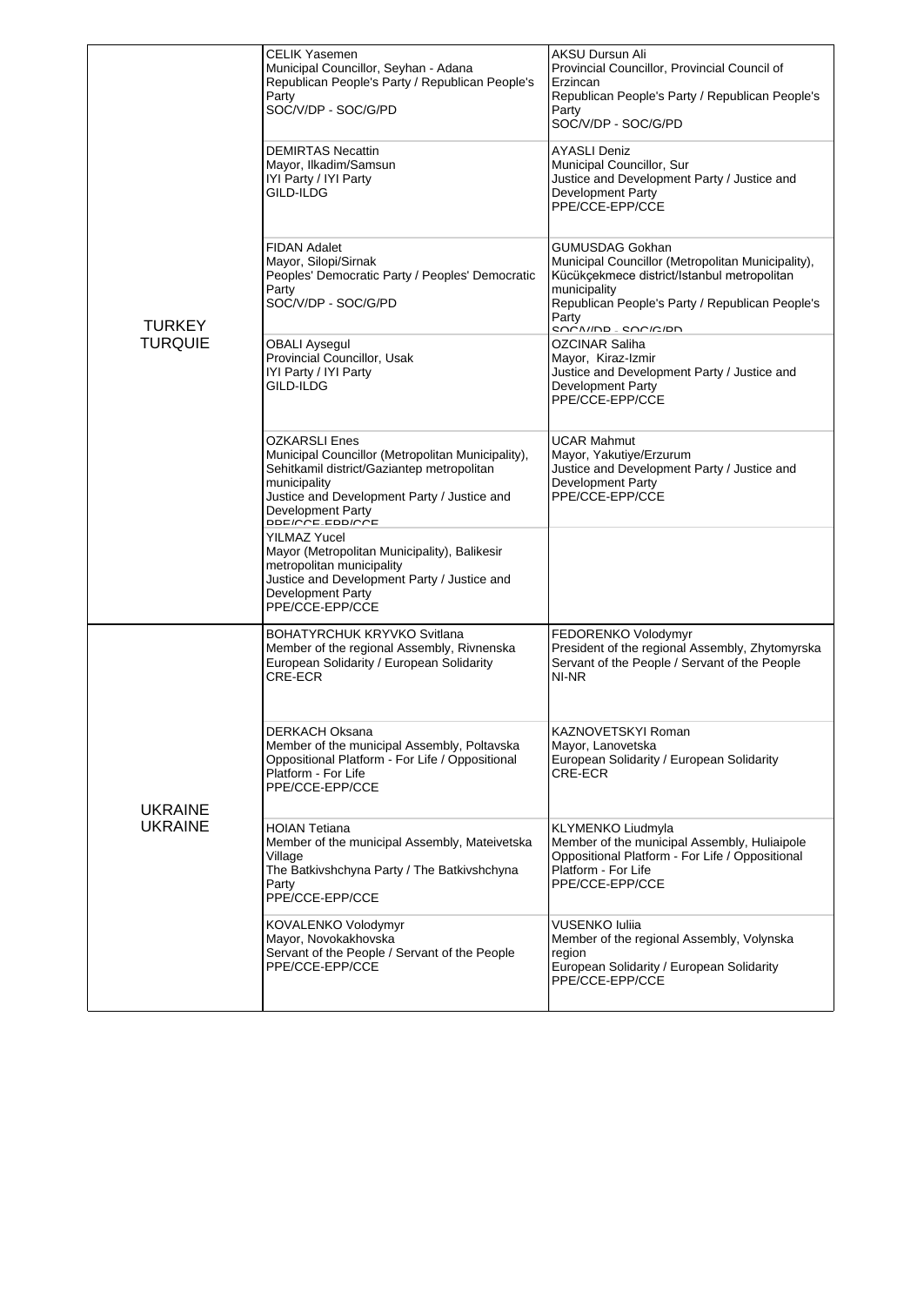| | | |
|---|---|---|
| TURKEY<br>TURQUIE | CELIK Yasemen<br>Municipal Councillor, Seyhan - Adana<br>Republican People's Party / Republican People's Party<br>SOC/V/DP - SOC/G/PD | AKSU Dursun Ali<br>Provincial Councillor, Provincial Council of Erzincan<br>Republican People's Party / Republican People's Party<br>SOC/V/DP - SOC/G/PD |
| | DEMIRTAS Necattin<br>Mayor, Ilkadim/Samsun<br>IYI Party / IYI Party<br>GILD-ILDG | AYASLI Deniz<br>Municipal Councillor, Sur<br>Justice and Development Party / Justice and Development Party<br>PPE/CCE-EPP/CCE |
| | FIDAN Adalet<br>Mayor, Silopi/Sirnak<br>Peoples' Democratic Party / Peoples' Democratic Party<br>SOC/V/DP - SOC/G/PD | GUMUSDAG Gokhan<br>Municipal Councillor (Metropolitan Municipality), Kücükçekmece district/Istanbul metropolitan municipality<br>Republican People's Party / Republican People's Party<br>SOC/V/DP - SOC/G/PD |
| | OBALI Aysegul<br>Provincial Councillor, Usak<br>IYI Party / IYI Party<br>GILD-ILDG | OZCINAR Saliha<br>Mayor, Kiraz-Izmir<br>Justice and Development Party / Justice and Development Party<br>PPE/CCE-EPP/CCE |
| | OZKARSLI Enes<br>Municipal Councillor (Metropolitan Municipality), Sehitkamil district/Gaziantep metropolitan municipality<br>Justice and Development Party / Justice and Development Party<br>PPE/CCE-EPP/CCE | UCAR Mahmut<br>Mayor, Yakutiye/Erzurum<br>Justice and Development Party / Justice and Development Party<br>PPE/CCE-EPP/CCE |
| | YILMAZ Yucel<br>Mayor (Metropolitan Municipality), Balikesir metropolitan municipality<br>Justice and Development Party / Justice and Development Party<br>PPE/CCE-EPP/CCE | |
| UKRAINE<br>UKRAINE | BOHATYRCHUK KRYVKO Svitlana<br>Member of the regional Assembly, Rivnenska<br>European Solidarity / European Solidarity<br>CRE-ECR | FEDORENKO Volodymyr<br>President of the regional Assembly, Zhytomyrska<br>Servant of the People / Servant of the People<br>NI-NR |
| | DERKACH Oksana<br>Member of the municipal Assembly, Poltavska<br>Oppositional Platform - For Life / Oppositional Platform - For Life<br>PPE/CCE-EPP/CCE | KAZNOVETSKYI Roman<br>Mayor, Lanovetska<br>European Solidarity / European Solidarity<br>CRE-ECR |
| | HOIAN Tetiana<br>Member of the municipal Assembly, Mateivetska Village<br>The Batkivshchyna Party / The Batkivshchyna Party<br>PPE/CCE-EPP/CCE | KLYMENKO Liudmyla<br>Member of the municipal Assembly, Huliaipole<br>Oppositional Platform - For Life / Oppositional Platform - For Life<br>PPE/CCE-EPP/CCE |
| | KOVALENKO Volodymyr<br>Mayor, Novokakhovska<br>Servant of the People / Servant of the People<br>PPE/CCE-EPP/CCE | VUSENKO Iuliia<br>Member of the regional Assembly, Volynska region<br>European Solidarity / European Solidarity<br>PPE/CCE-EPP/CCE |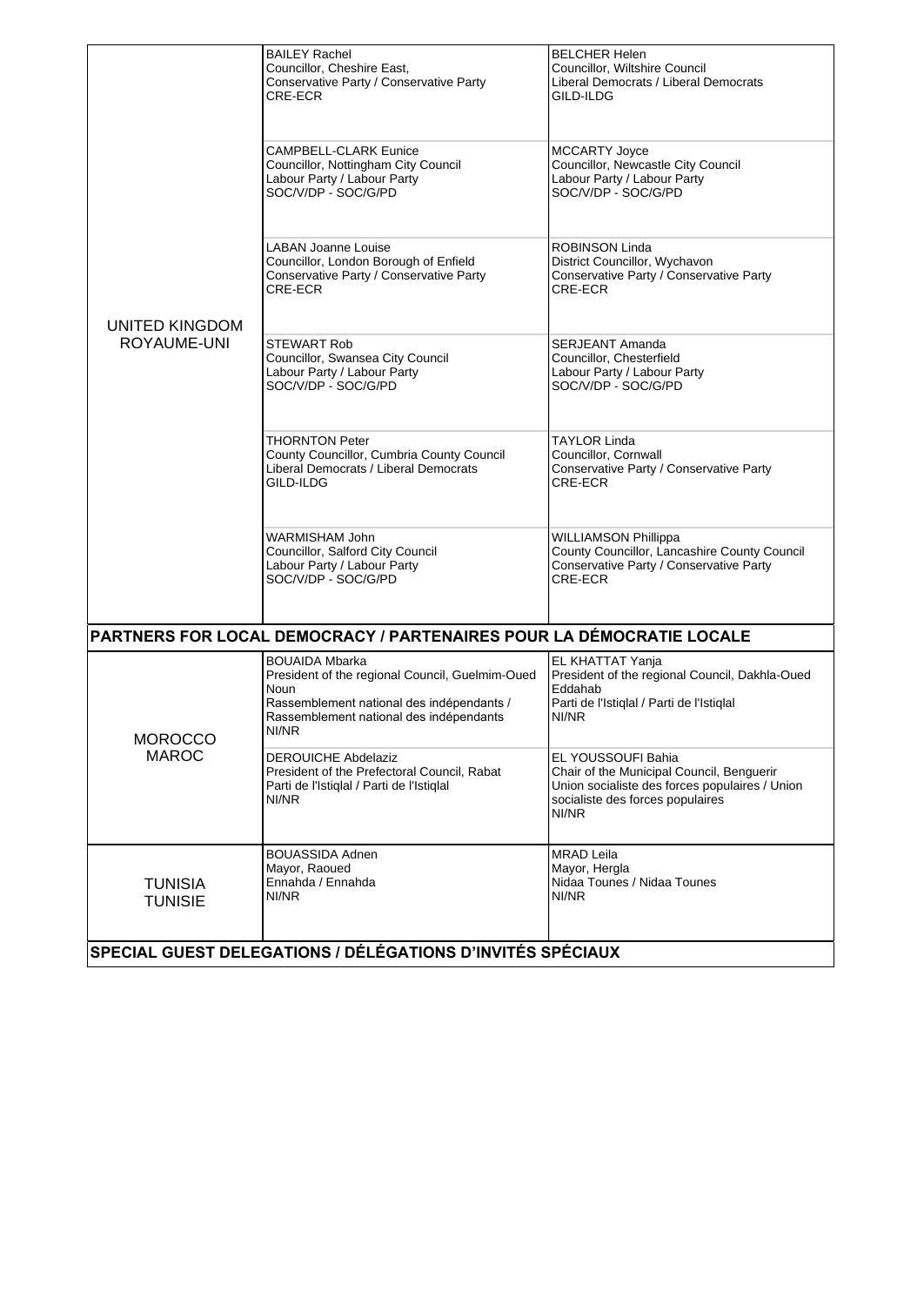| | | |
|---|---|---|
| UNITED KINGDOM<br>ROYAUME-UNI | BAILEY Rachel<br>Councillor, Cheshire East,<br>Conservative Party / Conservative Party<br>CRE-ECR | BELCHER Helen<br>Councillor, Wiltshire Council<br>Liberal Democrats / Liberal Democrats<br>GILD-ILDG |
| | CAMPBELL-CLARK Eunice<br>Councillor, Nottingham City Council<br>Labour Party / Labour Party<br>SOC/V/DP - SOC/G/PD | MCCARTY Joyce<br>Councillor, Newcastle City Council<br>Labour Party / Labour Party<br>SOC/V/DP - SOC/G/PD |
| | LABAN Joanne Louise<br>Councillor, London Borough of Enfield<br>Conservative Party / Conservative Party<br>CRE-ECR | ROBINSON Linda<br>District Councillor, Wychavon<br>Conservative Party / Conservative Party<br>CRE-ECR |
| | STEWART Rob<br>Councillor, Swansea City Council<br>Labour Party / Labour Party<br>SOC/V/DP - SOC/G/PD | SERJEANT Amanda<br>Councillor, Chesterfield<br>Labour Party / Labour Party<br>SOC/V/DP - SOC/G/PD |
| | THORNTON Peter<br>County Councillor, Cumbria County Council<br>Liberal Democrats / Liberal Democrats<br>GILD-ILDG | TAYLOR Linda<br>Councillor, Cornwall<br>Conservative Party / Conservative Party<br>CRE-ECR |
| | WARMISHAM John<br>Councillor, Salford City Council<br>Labour Party / Labour Party<br>SOC/V/DP - SOC/G/PD | WILLIAMSON Phillippa<br>County Councillor, Lancashire County Council<br>Conservative Party / Conservative Party<br>CRE-ECR |

## PARTNERS FOR LOCAL DEMOCRACY / PARTENAIRES POUR LA DÉMOCRATIE LOCALE

| | | |
|---|---|---|
| MOROCCO<br>MAROC | BOUAIDA Mbarka<br>President of the regional Council, Guelmim-Oued Noun<br>Rassemblement national des indépendants / Rassemblement national des indépendants<br>NI/NR | EL KHATTAT Yanja<br>President of the regional Council, Dakhla-Oued Eddahab<br>Parti de l'Istiqlal / Parti de l'Istiqlal<br>NI/NR |
| | DEROUICHE Abdelaziz<br>President of the Prefectoral Council, Rabat<br>Parti de l'Istiqlal / Parti de l'Istiqlal<br>NI/NR | EL YOUSSOUFI Bahia<br>Chair of the Municipal Council, Benguerir<br>Union socialiste des forces populaires / Union socialiste des forces populaires<br>NI/NR |
| TUNISIA<br>TUNISIE | BOUASSIDA Adnen<br>Mayor, Raoued<br>Ennahda / Ennahda<br>NI/NR | MRAD Leila<br>Mayor, Hergla<br>Nidaa Tounes / Nidaa Tounes<br>NI/NR |

## SPECIAL GUEST DELEGATIONS / DÉLÉGATIONS D'INVITÉS SPÉCIAUX